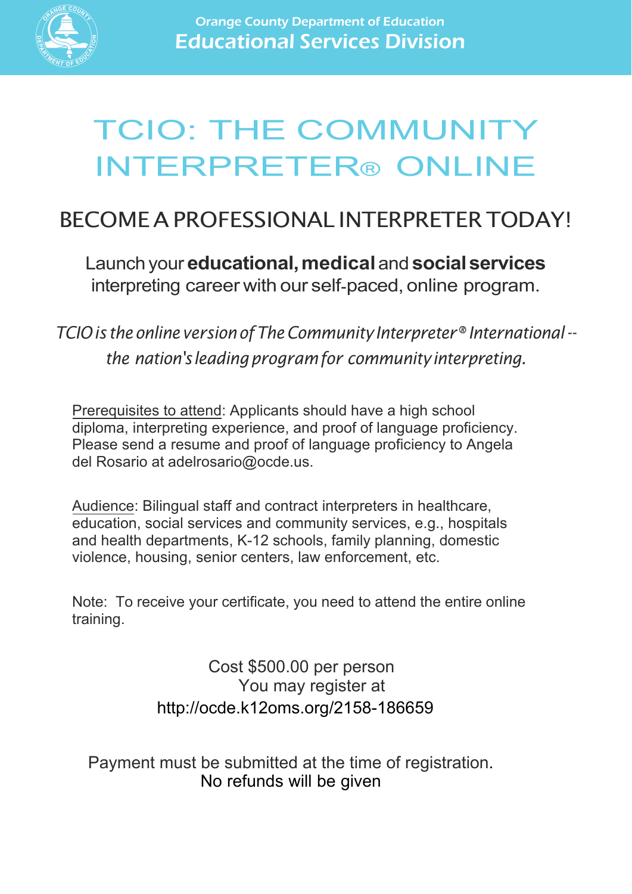Orange County Department of Education
Educational Services Division

# TCIO: THE COMMUNITY INTERPRETER® ONLINE

## BECOME A PROFESSIONAL INTERPRETER TODAY!

Launch your **educational, medical** and **social services** interpreting career with our self-paced, online program.

*TCIO is the online version of The Community Interpreter® International -- the nation's leading program for community interpreting.*

Prerequisites to attend: Applicants should have a high school diploma, interpreting experience, and proof of language proficiency. Please send a resume and proof of language proficiency to Angela del Rosario at adelrosario@ocde.us.

Audience: Bilingual staff and contract interpreters in healthcare, education, social services and community services, e.g., hospitals and health departments, K-12 schools, family planning, domestic violence, housing, senior centers, law enforcement, etc.

Note: To receive your certificate, you need to attend the entire online training.

Cost $500.00 per person
You may register at
http://ocde.k12oms.org/2158-186659

Payment must be submitted at the time of registration.
No refunds will be given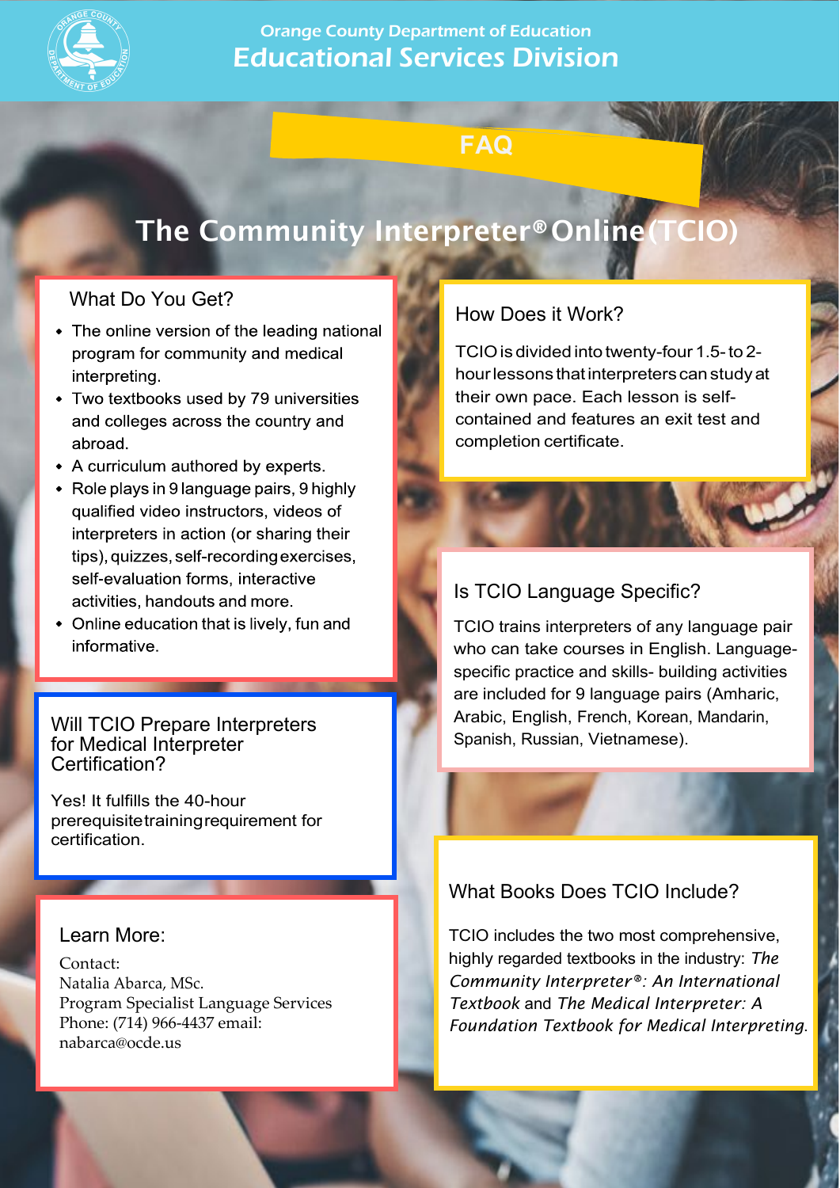Orange County Department of Education
Educational Services Division

# FAQ

## The Community Interpreter® Online (TCIO)

### What Do You Get?

- The online version of the leading national program for community and medical interpreting.
- Two textbooks used by 79 universities and colleges across the country and abroad.
- A curriculum authored by experts.
- Role plays in 9 language pairs, 9 highly qualified video instructors, videos of interpreters in action (or sharing their tips), quizzes, self-recording exercises, self-evaluation forms, interactive activities, handouts and more.
- Online education that is lively, fun and informative.

### How Does it Work?

TCIO is divided into twenty-four 1.5- to 2-hour lessons that interpreters can study at their own pace. Each lesson is self-contained and features an exit test and completion certificate.

### Is TCIO Language Specific?

TCIO trains interpreters of any language pair who can take courses in English. Language-specific practice and skills- building activities are included for 9 language pairs (Amharic, Arabic, English, French, Korean, Mandarin, Spanish, Russian, Vietnamese).

### Will TCIO Prepare Interpreters for Medical Interpreter Certification?

Yes! It fulfills the 40-hour prerequisite training requirement for certification.

### What Books Does TCIO Include?

TCIO includes the two most comprehensive, highly regarded textbooks in the industry: *The Community Interpreter®: An International Textbook* and *The Medical Interpreter: A Foundation Textbook for Medical Interpreting*.

### Learn More:

Contact:
Natalia Abarca, MSc.
Program Specialist Language Services
Phone: (714) 966-4437 email: nabarca@ocde.us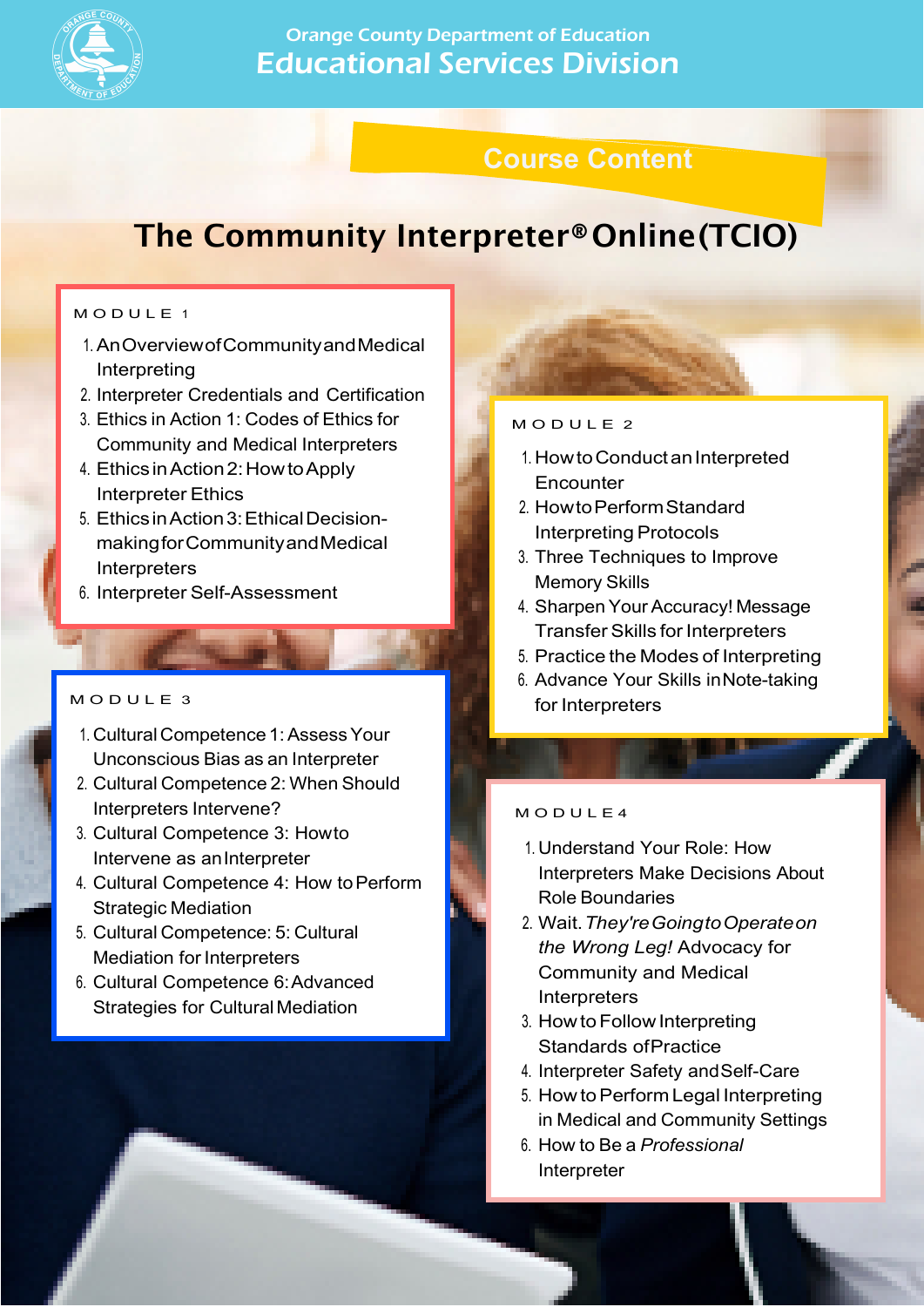Orange County Department of Education
# Educational Services Division

## Course Content

## The Community Interpreter® Online (TCIO)

### MODULE 1

1. An Overview of Community and Medical Interpreting
2. Interpreter Credentials and Certification
3. Ethics in Action 1: Codes of Ethics for Community and Medical Interpreters
4. Ethics in Action 2: How to Apply Interpreter Ethics
5. Ethics in Action 3: Ethical Decision-making for Community and Medical Interpreters
6. Interpreter Self-Assessment

### MODULE 2

1. How to Conduct an Interpreted Encounter
2. How to Perform Standard Interpreting Protocols
3. Three Techniques to Improve Memory Skills
4. Sharpen Your Accuracy! Message Transfer Skills for Interpreters
5. Practice the Modes of Interpreting
6. Advance Your Skills in Note-taking for Interpreters

### MODULE 3

1. Cultural Competence 1: Assess Your Unconscious Bias as an Interpreter
2. Cultural Competence 2: When Should Interpreters Intervene?
3. Cultural Competence 3: How to Intervene as an Interpreter
4. Cultural Competence 4: How to Perform Strategic Mediation
5. Cultural Competence: 5: Cultural Mediation for Interpreters
6. Cultural Competence 6: Advanced Strategies for Cultural Mediation

### MODULE 4

1. Understand Your Role: How Interpreters Make Decisions About Role Boundaries
2. Wait. *They're Going to Operate on the Wrong Leg!* Advocacy for Community and Medical Interpreters
3. How to Follow Interpreting Standards of Practice
4. Interpreter Safety and Self-Care
5. How to Perform Legal Interpreting in Medical and Community Settings
6. How to Be a *Professional* Interpreter